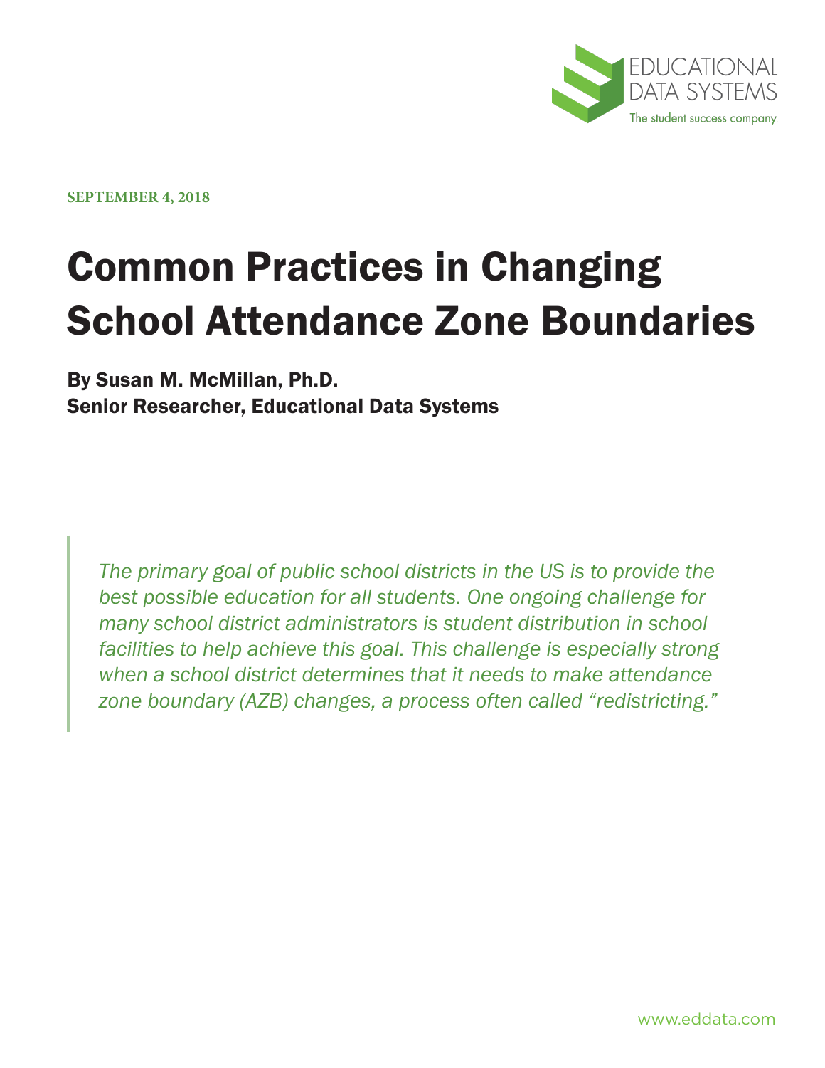EDUCATIONAL DATA SYSTEMS

The student success company.

**SEPTEMBER 4, 2018**

# Common Practices in Changing School Attendance Zone Boundaries

**By Susan M. McMillan, Ph.D.**
**Senior Researcher, Educational Data Systems**

> *The primary goal of public school districts in the US is to provide the best possible education for all students. One ongoing challenge for many school district administrators is student distribution in school facilities to help achieve this goal. This challenge is especially strong when a school district determines that it needs to make attendance zone boundary (AZB) changes, a process often called "redistricting."*

www.eddata.com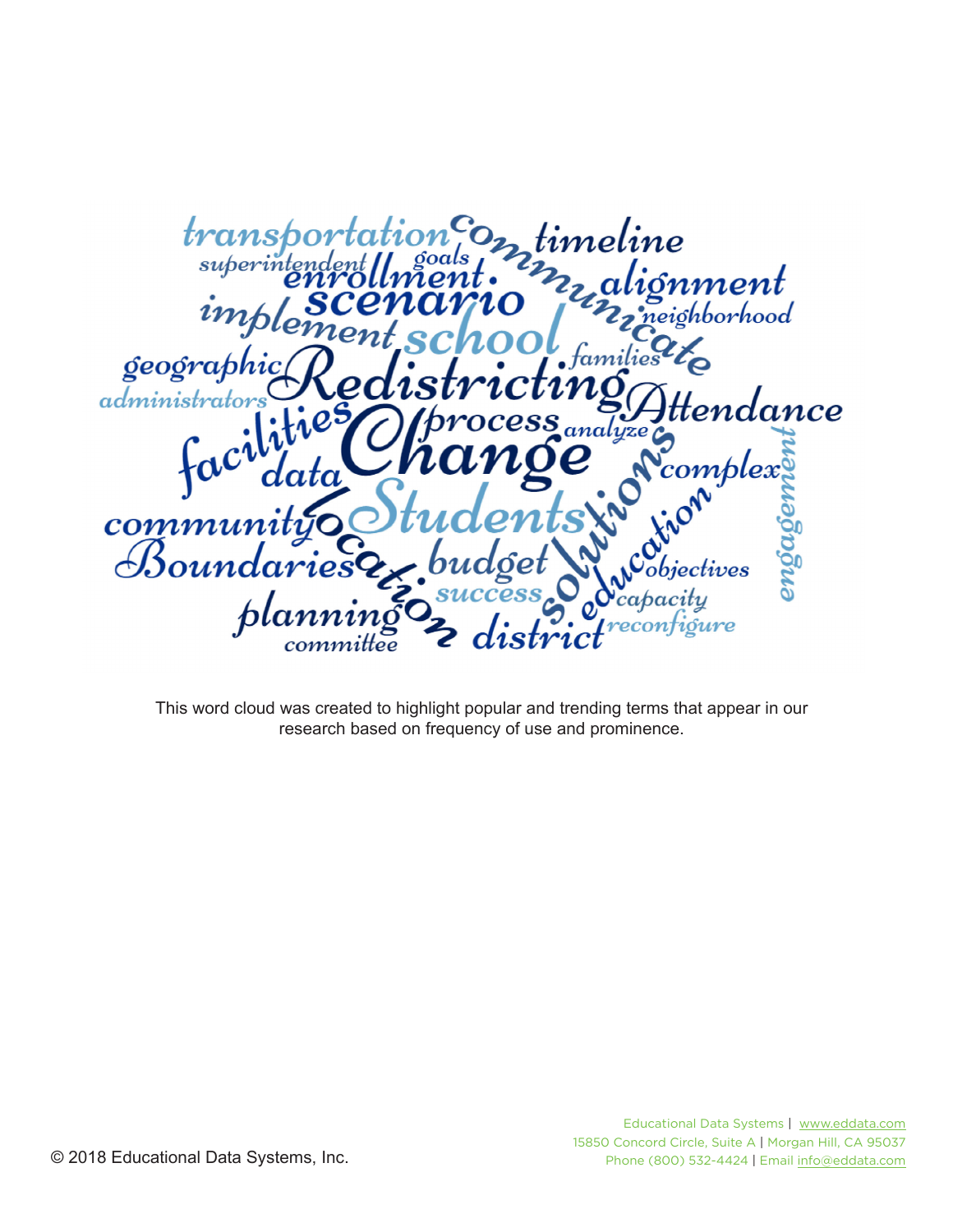transportation communicate timeline superintendent goals enrollment alignment scenario implement neighborhood school geographic families Redistricting administrators Attendance facilities process analyze Change data complex engagement community Students location solutions Boundaries budget education objectives success capacity planning district reconfigure committee

This word cloud was created to highlight popular and trending terms that appear in our research based on frequency of use and prominence.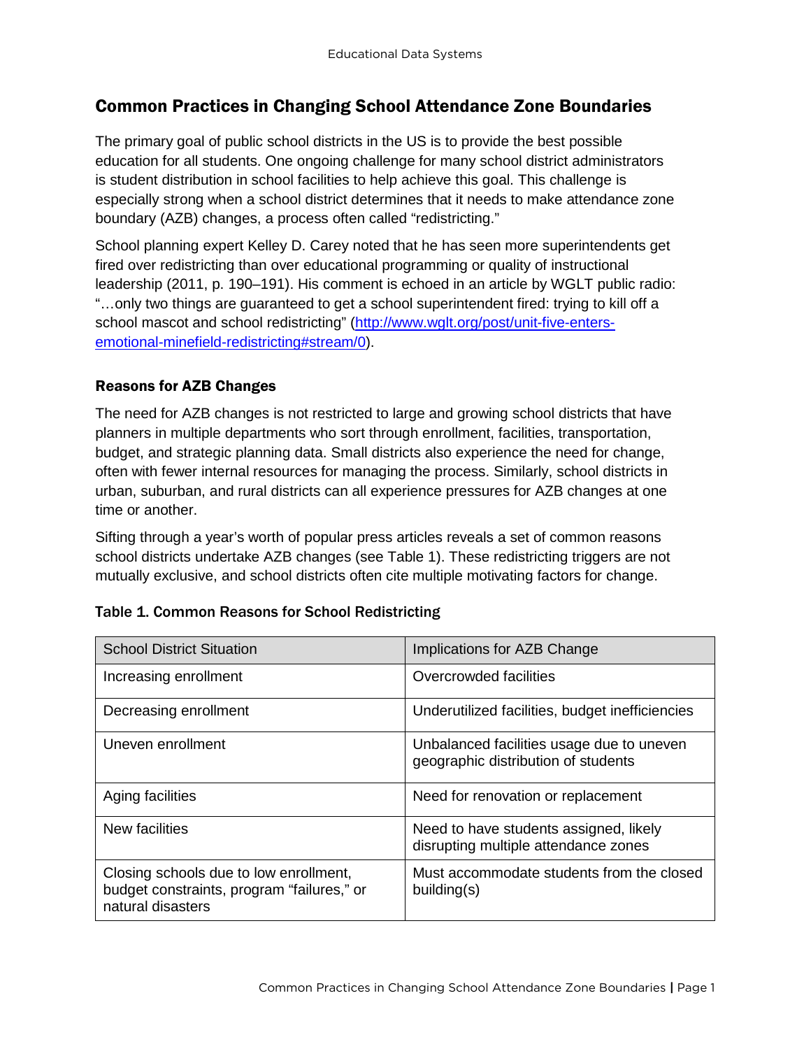## Common Practices in Changing School Attendance Zone Boundaries

The primary goal of public school districts in the US is to provide the best possible education for all students. One ongoing challenge for many school district administrators is student distribution in school facilities to help achieve this goal. This challenge is especially strong when a school district determines that it needs to make attendance zone boundary (AZB) changes, a process often called "redistricting."

School planning expert Kelley D. Carey noted that he has seen more superintendents get fired over redistricting than over educational programming or quality of instructional leadership (2011, p. 190–191). His comment is echoed in an article by WGLT public radio: "…only two things are guaranteed to get a school superintendent fired: trying to kill off a school mascot and school redistricting" ([http://www.wglt.org/post/unit-five-enters-emotional-minefield-redistricting#stream/0](http://www.wglt.org/post/unit-five-enters-emotional-minefield-redistricting#stream/0)).

### Reasons for AZB Changes

The need for AZB changes is not restricted to large and growing school districts that have planners in multiple departments who sort through enrollment, facilities, transportation, budget, and strategic planning data. Small districts also experience the need for change, often with fewer internal resources for managing the process. Similarly, school districts in urban, suburban, and rural districts can all experience pressures for AZB changes at one time or another.

Sifting through a year's worth of popular press articles reveals a set of common reasons school districts undertake AZB changes (see Table 1). These redistricting triggers are not mutually exclusive, and school districts often cite multiple motivating factors for change.

**Table 1. Common Reasons for School Redistricting**

| School District Situation | Implications for AZB Change |
|---|---|
| Increasing enrollment | Overcrowded facilities |
| Decreasing enrollment | Underutilized facilities, budget inefficiencies |
| Uneven enrollment | Unbalanced facilities usage due to uneven geographic distribution of students |
| Aging facilities | Need for renovation or replacement |
| New facilities | Need to have students assigned, likely disrupting multiple attendance zones |
| Closing schools due to low enrollment, budget constraints, program "failures," or natural disasters | Must accommodate students from the closed building(s) |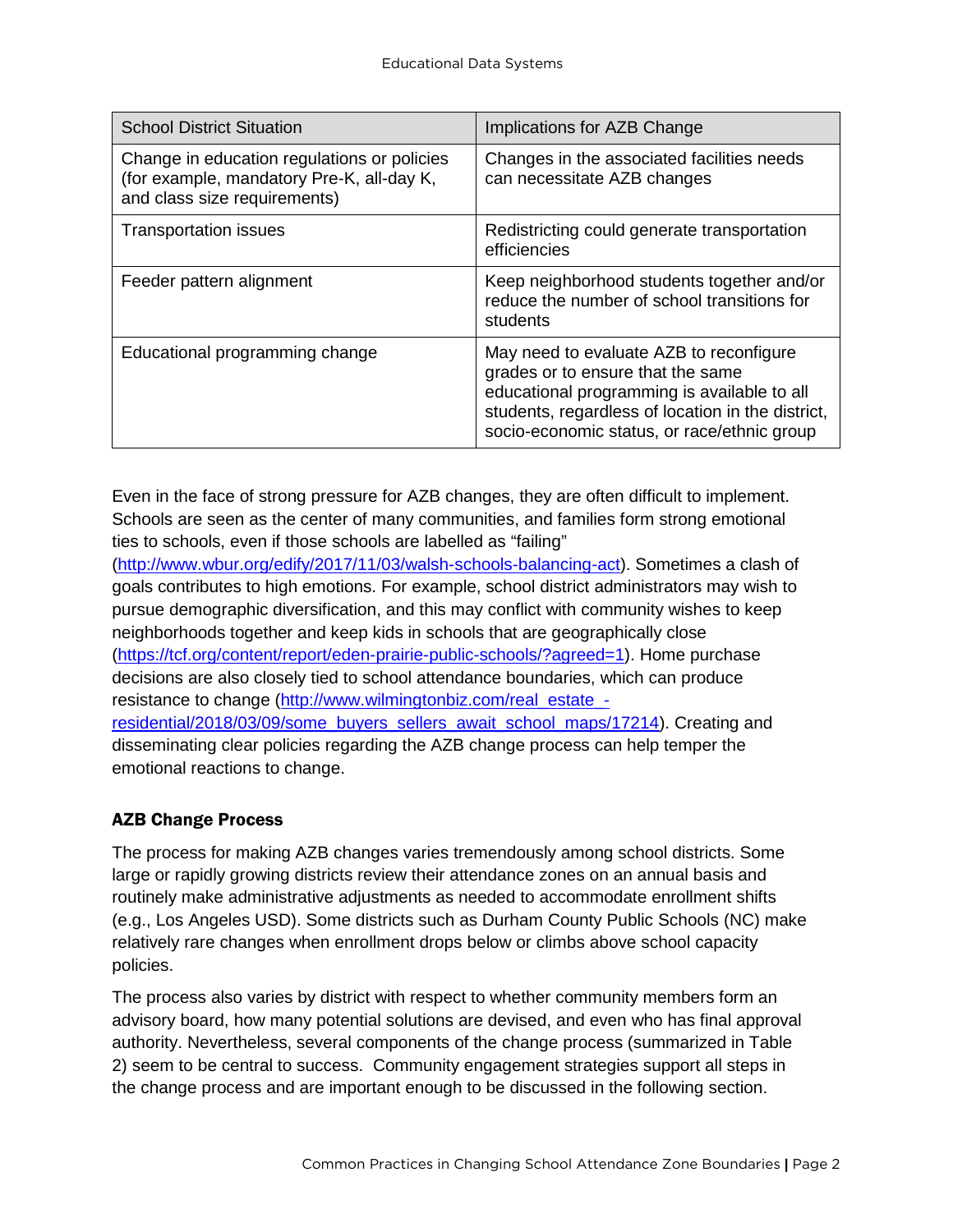| School District Situation | Implications for AZB Change |
| --- | --- |
| Change in education regulations or policies (for example, mandatory Pre-K, all-day K, and class size requirements) | Changes in the associated facilities needs can necessitate AZB changes |
| Transportation issues | Redistricting could generate transportation efficiencies |
| Feeder pattern alignment | Keep neighborhood students together and/or reduce the number of school transitions for students |
| Educational programming change | May need to evaluate AZB to reconfigure grades or to ensure that the same educational programming is available to all students, regardless of location in the district, socio-economic status, or race/ethnic group |

Even in the face of strong pressure for AZB changes, they are often difficult to implement. Schools are seen as the center of many communities, and families form strong emotional ties to schools, even if those schools are labelled as "failing" (http://www.wbur.org/edify/2017/11/03/walsh-schools-balancing-act). Sometimes a clash of goals contributes to high emotions. For example, school district administrators may wish to pursue demographic diversification, and this may conflict with community wishes to keep neighborhoods together and keep kids in schools that are geographically close (https://tcf.org/content/report/eden-prairie-public-schools/?agreed=1). Home purchase decisions are also closely tied to school attendance boundaries, which can produce resistance to change (http://www.wilmingtonbiz.com/real_estate_-residential/2018/03/09/some_buyers_sellers_await_school_maps/17214). Creating and disseminating clear policies regarding the AZB change process can help temper the emotional reactions to change.

### AZB Change Process

The process for making AZB changes varies tremendously among school districts. Some large or rapidly growing districts review their attendance zones on an annual basis and routinely make administrative adjustments as needed to accommodate enrollment shifts (e.g., Los Angeles USD). Some districts such as Durham County Public Schools (NC) make relatively rare changes when enrollment drops below or climbs above school capacity policies.

The process also varies by district with respect to whether community members form an advisory board, how many potential solutions are devised, and even who has final approval authority. Nevertheless, several components of the change process (summarized in Table 2) seem to be central to success. Community engagement strategies support all steps in the change process and are important enough to be discussed in the following section.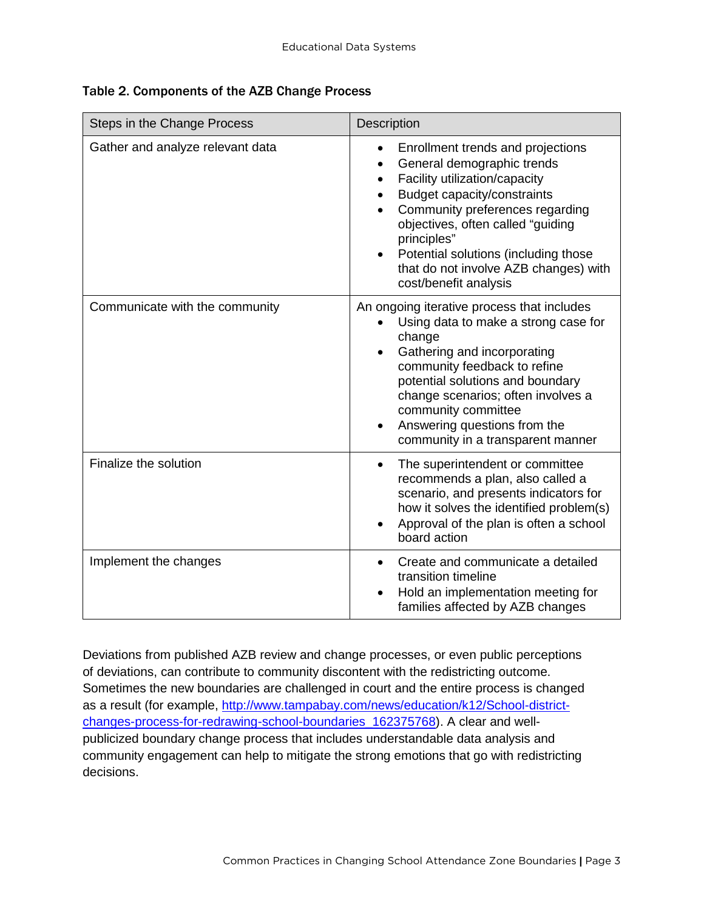**Table 2. Components of the AZB Change Process**

| Steps in the Change Process | Description |
|---|---|
| Gather and analyze relevant data | • Enrollment trends and projections<br>• General demographic trends<br>• Facility utilization/capacity<br>• Budget capacity/constraints<br>• Community preferences regarding objectives, often called "guiding principles"<br>• Potential solutions (including those that do not involve AZB changes) with cost/benefit analysis |
| Communicate with the community | An ongoing iterative process that includes<br>• Using data to make a strong case for change<br>• Gathering and incorporating community feedback to refine potential solutions and boundary change scenarios; often involves a community committee<br>• Answering questions from the community in a transparent manner |
| Finalize the solution | • The superintendent or committee recommends a plan, also called a scenario, and presents indicators for how it solves the identified problem(s)<br>• Approval of the plan is often a school board action |
| Implement the changes | • Create and communicate a detailed transition timeline<br>• Hold an implementation meeting for families affected by AZB changes |

Deviations from published AZB review and change processes, or even public perceptions of deviations, can contribute to community discontent with the redistricting outcome. Sometimes the new boundaries are challenged in court and the entire process is changed as a result (for example, [http://www.tampabay.com/news/education/k12/School-district-changes-process-for-redrawing-school-boundaries_162375768](http://www.tampabay.com/news/education/k12/School-district-changes-process-for-redrawing-school-boundaries_162375768)). A clear and well-publicized boundary change process that includes understandable data analysis and community engagement can help to mitigate the strong emotions that go with redistricting decisions.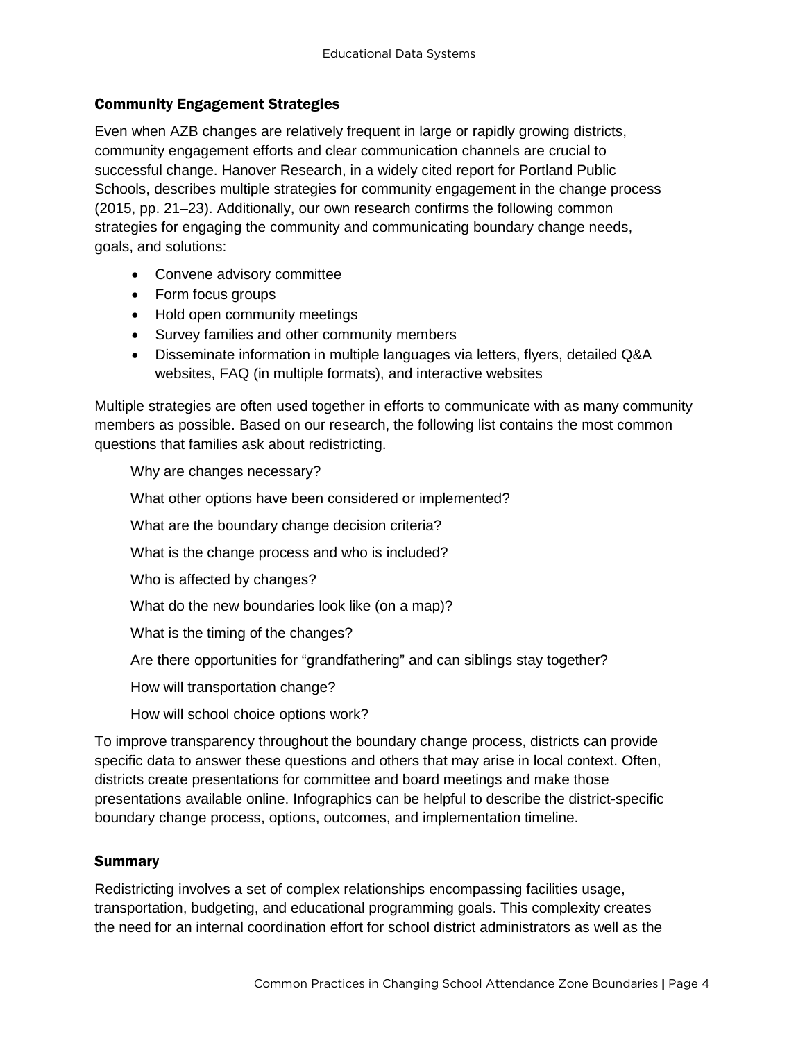### Community Engagement Strategies

Even when AZB changes are relatively frequent in large or rapidly growing districts, community engagement efforts and clear communication channels are crucial to successful change. Hanover Research, in a widely cited report for Portland Public Schools, describes multiple strategies for community engagement in the change process (2015, pp. 21–23). Additionally, our own research confirms the following common strategies for engaging the community and communicating boundary change needs, goals, and solutions:

- Convene advisory committee
- Form focus groups
- Hold open community meetings
- Survey families and other community members
- Disseminate information in multiple languages via letters, flyers, detailed Q&A websites, FAQ (in multiple formats), and interactive websites

Multiple strategies are often used together in efforts to communicate with as many community members as possible. Based on our research, the following list contains the most common questions that families ask about redistricting.

Why are changes necessary?

What other options have been considered or implemented?

What are the boundary change decision criteria?

What is the change process and who is included?

Who is affected by changes?

What do the new boundaries look like (on a map)?

What is the timing of the changes?

Are there opportunities for "grandfathering" and can siblings stay together?

How will transportation change?

How will school choice options work?

To improve transparency throughout the boundary change process, districts can provide specific data to answer these questions and others that may arise in local context. Often, districts create presentations for committee and board meetings and make those presentations available online. Infographics can be helpful to describe the district-specific boundary change process, options, outcomes, and implementation timeline.

### Summary

Redistricting involves a set of complex relationships encompassing facilities usage, transportation, budgeting, and educational programming goals. This complexity creates the need for an internal coordination effort for school district administrators as well as the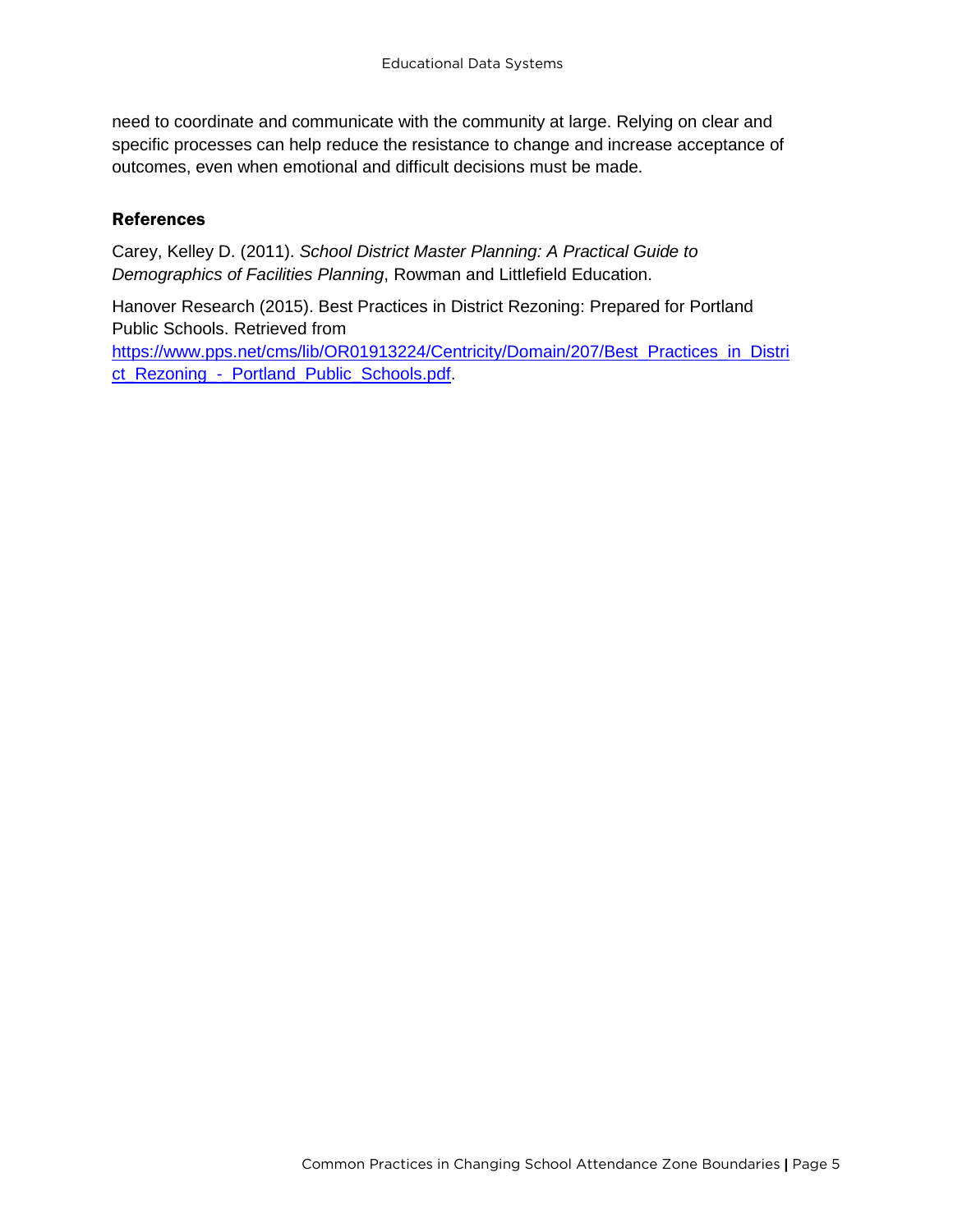need to coordinate and communicate with the community at large. Relying on clear and specific processes can help reduce the resistance to change and increase acceptance of outcomes, even when emotional and difficult decisions must be made.

## References

Carey, Kelley D. (2011). *School District Master Planning: A Practical Guide to Demographics of Facilities Planning*, Rowman and Littlefield Education.

Hanover Research (2015). Best Practices in District Rezoning: Prepared for Portland Public Schools. Retrieved from [https://www.pps.net/cms/lib/OR01913224/Centricity/Domain/207/Best_Practices_in_District_Rezoning_-_Portland_Public_Schools.pdf](https://www.pps.net/cms/lib/OR01913224/Centricity/Domain/207/Best_Practices_in_District_Rezoning_-_Portland_Public_Schools.pdf).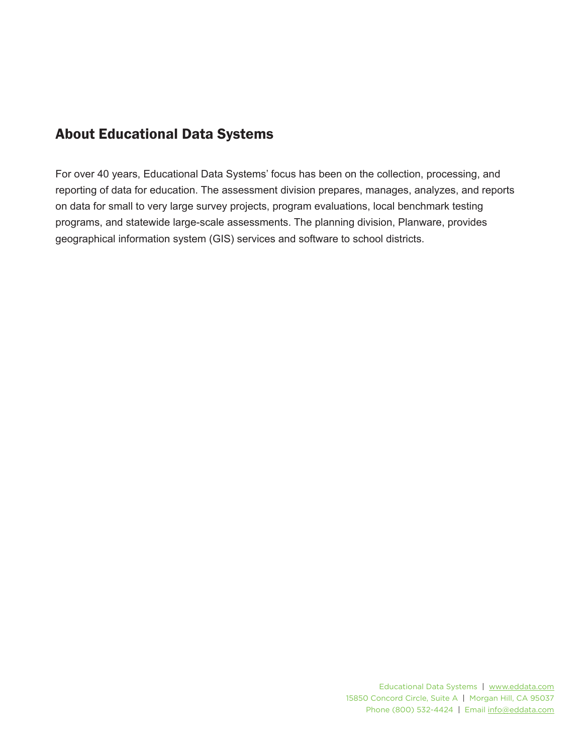## About Educational Data Systems

For over 40 years, Educational Data Systems' focus has been on the collection, processing, and reporting of data for education. The assessment division prepares, manages, analyzes, and reports on data for small to very large survey projects, program evaluations, local benchmark testing programs, and statewide large-scale assessments. The planning division, Planware, provides geographical information system (GIS) services and software to school districts.

Educational Data Systems | www.eddata.com
15850 Concord Circle, Suite A | Morgan Hill, CA 95037
Phone (800) 532-4424 | Email info@eddata.com